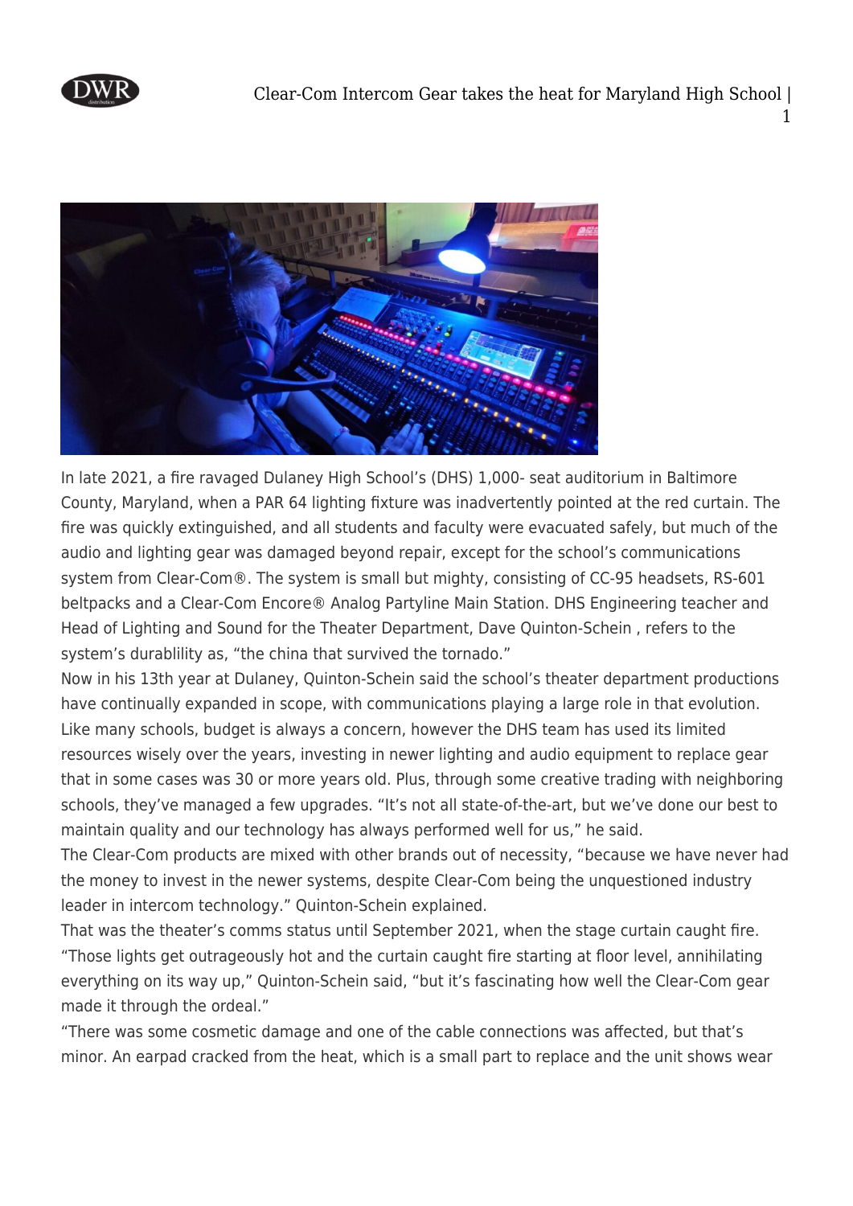In late 2021, a fire ravaged Dulaney High School's (DHS) 1,000- seat auditorium in Baltimore County, Maryland, when a PAR 64 lighting fixture was inadvertently pointed at the red curtain. The fire was quickly extinguished, and all students and faculty were evacuated safely, but much of the audio and lighting gear was damaged beyond repair, except for the school's communications system from Clear-Com®. The system is small but mighty, consisting of CC-95 headsets, RS-601 beltpacks and a Clear-Com Encore® Analog Partyline Main Station. DHS Engineering teacher and Head of Lighting and Sound for the Theater Department, Dave Quinton-Schein , refers to the system's durablility as, "the china that survived the tornado."

Now in his 13th year at Dulaney, Quinton-Schein said the school's theater department productions have continually expanded in scope, with communications playing a large role in that evolution. Like many schools, budget is always a concern, however the DHS team has used its limited resources wisely over the years, investing in newer lighting and audio equipment to replace gear that in some cases was 30 or more years old. Plus, through some creative trading with neighboring schools, they've managed a few upgrades. "It's not all state-of-the-art, but we've done our best to maintain quality and our technology has always performed well for us," he said.

The Clear-Com products are mixed with other brands out of necessity, "because we have never had the money to invest in the newer systems, despite Clear-Com being the unquestioned industry leader in intercom technology." Quinton-Schein explained.

That was the theater's comms status until September 2021, when the stage curtain caught fire. "Those lights get outrageously hot and the curtain caught fire starting at floor level, annihilating everything on its way up," Quinton-Schein said, "but it's fascinating how well the Clear-Com gear made it through the ordeal."

"There was some cosmetic damage and one of the cable connections was affected, but that's minor. An earpad cracked from the heat, which is a small part to replace and the unit shows wear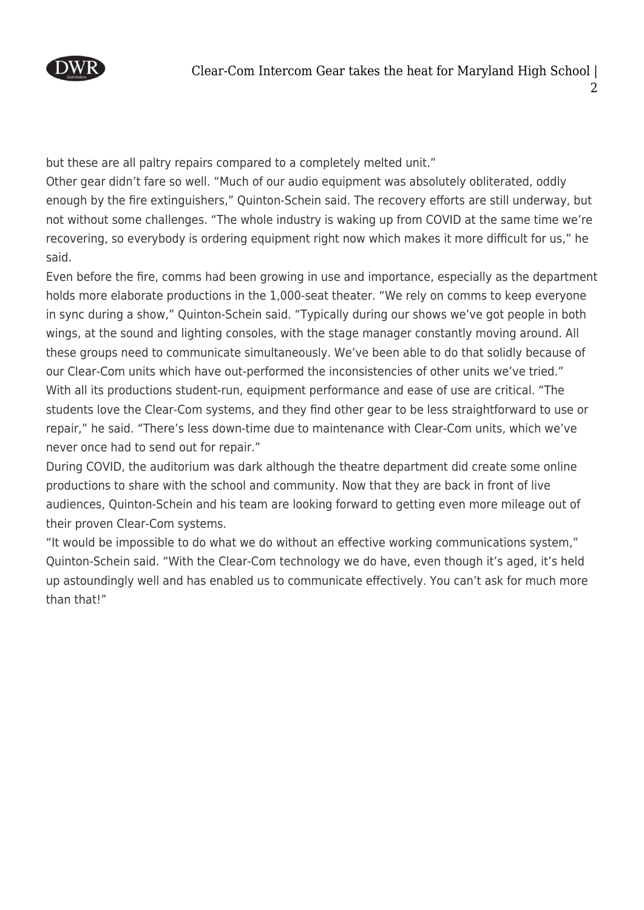but these are all paltry repairs compared to a completely melted unit."

Other gear didn't fare so well. "Much of our audio equipment was absolutely obliterated, oddly enough by the fire extinguishers," Quinton-Schein said. The recovery efforts are still underway, but not without some challenges. "The whole industry is waking up from COVID at the same time we're recovering, so everybody is ordering equipment right now which makes it more difficult for us," he said.

Even before the fire, comms had been growing in use and importance, especially as the department holds more elaborate productions in the 1,000-seat theater. "We rely on comms to keep everyone in sync during a show," Quinton-Schein said. "Typically during our shows we've got people in both wings, at the sound and lighting consoles, with the stage manager constantly moving around. All these groups need to communicate simultaneously. We've been able to do that solidly because of our Clear-Com units which have out-performed the inconsistencies of other units we've tried."

With all its productions student-run, equipment performance and ease of use are critical. "The students love the Clear-Com systems, and they find other gear to be less straightforward to use or repair," he said. "There's less down-time due to maintenance with Clear-Com units, which we've never once had to send out for repair."

During COVID, the auditorium was dark although the theatre department did create some online productions to share with the school and community. Now that they are back in front of live audiences, Quinton-Schein and his team are looking forward to getting even more mileage out of their proven Clear-Com systems.

"It would be impossible to do what we do without an effective working communications system," Quinton-Schein said. "With the Clear-Com technology we do have, even though it's aged, it's held up astoundingly well and has enabled us to communicate effectively. You can't ask for much more than that!"